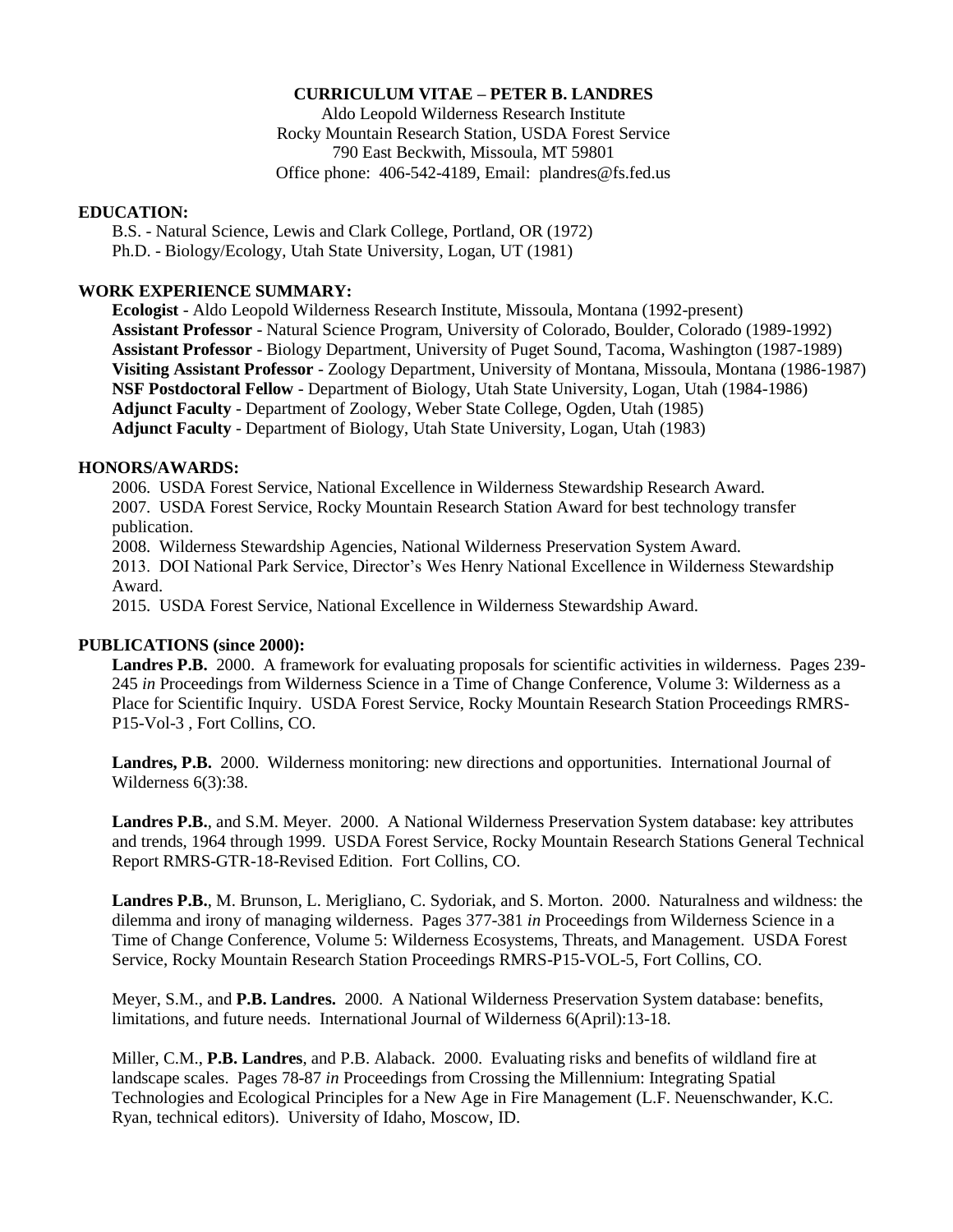# CURRICULUM VITAE – PETER B. LANDRES

Aldo Leopold Wilderness Research Institute
Rocky Mountain Research Station, USDA Forest Service
790 East Beckwith, Missoula, MT 59801
Office phone: 406-542-4189, Email: plandres@fs.fed.us

## EDUCATION:

B.S. - Natural Science, Lewis and Clark College, Portland, OR (1972)
Ph.D. - Biology/Ecology, Utah State University, Logan, UT (1981)

## WORK EXPERIENCE SUMMARY:

**Ecologist** - Aldo Leopold Wilderness Research Institute, Missoula, Montana (1992-present)
**Assistant Professor** - Natural Science Program, University of Colorado, Boulder, Colorado (1989-1992)
**Assistant Professor** - Biology Department, University of Puget Sound, Tacoma, Washington (1987-1989)
**Visiting Assistant Professor** - Zoology Department, University of Montana, Missoula, Montana (1986-1987)
**NSF Postdoctoral Fellow** - Department of Biology, Utah State University, Logan, Utah (1984-1986)
**Adjunct Faculty** - Department of Zoology, Weber State College, Ogden, Utah (1985)
**Adjunct Faculty** - Department of Biology, Utah State University, Logan, Utah (1983)

## HONORS/AWARDS:

2006. USDA Forest Service, National Excellence in Wilderness Stewardship Research Award.
2007. USDA Forest Service, Rocky Mountain Research Station Award for best technology transfer publication.
2008. Wilderness Stewardship Agencies, National Wilderness Preservation System Award.
2013. DOI National Park Service, Director's Wes Henry National Excellence in Wilderness Stewardship Award.
2015. USDA Forest Service, National Excellence in Wilderness Stewardship Award.

## PUBLICATIONS (since 2000):

**Landres P.B.** 2000. A framework for evaluating proposals for scientific activities in wilderness. Pages 239-245 *in* Proceedings from Wilderness Science in a Time of Change Conference, Volume 3: Wilderness as a Place for Scientific Inquiry. USDA Forest Service, Rocky Mountain Research Station Proceedings RMRS-P15-Vol-3 , Fort Collins, CO.

**Landres, P.B.** 2000. Wilderness monitoring: new directions and opportunities. International Journal of Wilderness 6(3):38.

**Landres P.B.**, and S.M. Meyer. 2000. A National Wilderness Preservation System database: key attributes and trends, 1964 through 1999. USDA Forest Service, Rocky Mountain Research Stations General Technical Report RMRS-GTR-18-Revised Edition. Fort Collins, CO.

**Landres P.B.**, M. Brunson, L. Merigliano, C. Sydoriak, and S. Morton. 2000. Naturalness and wildness: the dilemma and irony of managing wilderness. Pages 377-381 *in* Proceedings from Wilderness Science in a Time of Change Conference, Volume 5: Wilderness Ecosystems, Threats, and Management. USDA Forest Service, Rocky Mountain Research Station Proceedings RMRS-P15-VOL-5, Fort Collins, CO.

Meyer, S.M., and **P.B. Landres.** 2000. A National Wilderness Preservation System database: benefits, limitations, and future needs. International Journal of Wilderness 6(April):13-18.

Miller, C.M., **P.B. Landres**, and P.B. Alaback. 2000. Evaluating risks and benefits of wildland fire at landscape scales. Pages 78-87 *in* Proceedings from Crossing the Millennium: Integrating Spatial Technologies and Ecological Principles for a New Age in Fire Management (L.F. Neuenschwander, K.C. Ryan, technical editors). University of Idaho, Moscow, ID.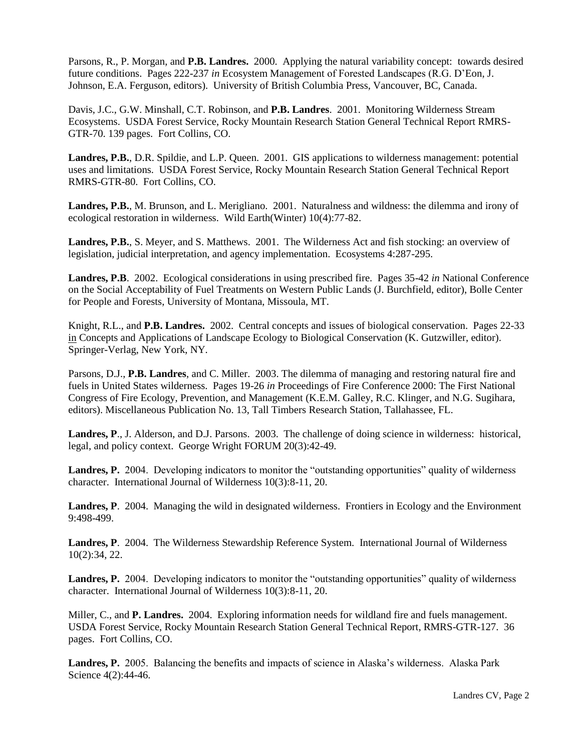Parsons, R., P. Morgan, and **P.B. Landres.** 2000. Applying the natural variability concept: towards desired future conditions. Pages 222-237 *in* Ecosystem Management of Forested Landscapes (R.G. D'Eon, J. Johnson, E.A. Ferguson, editors). University of British Columbia Press, Vancouver, BC, Canada.

Davis, J.C., G.W. Minshall, C.T. Robinson, and **P.B. Landres**. 2001. Monitoring Wilderness Stream Ecosystems. USDA Forest Service, Rocky Mountain Research Station General Technical Report RMRS-GTR-70. 139 pages. Fort Collins, CO.

**Landres, P.B.**, D.R. Spildie, and L.P. Queen. 2001. GIS applications to wilderness management: potential uses and limitations. USDA Forest Service, Rocky Mountain Research Station General Technical Report RMRS-GTR-80. Fort Collins, CO.

**Landres, P.B.**, M. Brunson, and L. Merigliano. 2001. Naturalness and wildness: the dilemma and irony of ecological restoration in wilderness. Wild Earth(Winter) 10(4):77-82.

**Landres, P.B.**, S. Meyer, and S. Matthews. 2001. The Wilderness Act and fish stocking: an overview of legislation, judicial interpretation, and agency implementation. Ecosystems 4:287-295.

**Landres, P.B**. 2002. Ecological considerations in using prescribed fire. Pages 35-42 *in* National Conference on the Social Acceptability of Fuel Treatments on Western Public Lands (J. Burchfield, editor), Bolle Center for People and Forests, University of Montana, Missoula, MT.

Knight, R.L., and **P.B. Landres.** 2002. Central concepts and issues of biological conservation. Pages 22-33 in Concepts and Applications of Landscape Ecology to Biological Conservation (K. Gutzwiller, editor). Springer-Verlag, New York, NY.

Parsons, D.J., **P.B. Landres**, and C. Miller. 2003. The dilemma of managing and restoring natural fire and fuels in United States wilderness. Pages 19-26 *in* Proceedings of Fire Conference 2000: The First National Congress of Fire Ecology, Prevention, and Management (K.E.M. Galley, R.C. Klinger, and N.G. Sugihara, editors). Miscellaneous Publication No. 13, Tall Timbers Research Station, Tallahassee, FL.

**Landres, P**., J. Alderson, and D.J. Parsons. 2003. The challenge of doing science in wilderness: historical, legal, and policy context. George Wright FORUM 20(3):42-49.

**Landres, P.** 2004. Developing indicators to monitor the "outstanding opportunities" quality of wilderness character. International Journal of Wilderness 10(3):8-11, 20.

**Landres, P**. 2004. Managing the wild in designated wilderness. Frontiers in Ecology and the Environment 9:498-499.

**Landres, P**. 2004. The Wilderness Stewardship Reference System. International Journal of Wilderness 10(2):34, 22.

**Landres, P.** 2004. Developing indicators to monitor the "outstanding opportunities" quality of wilderness character. International Journal of Wilderness 10(3):8-11, 20.

Miller, C., and **P. Landres.** 2004. Exploring information needs for wildland fire and fuels management. USDA Forest Service, Rocky Mountain Research Station General Technical Report, RMRS-GTR-127. 36 pages. Fort Collins, CO.

**Landres, P.** 2005. Balancing the benefits and impacts of science in Alaska's wilderness. Alaska Park Science 4(2):44-46.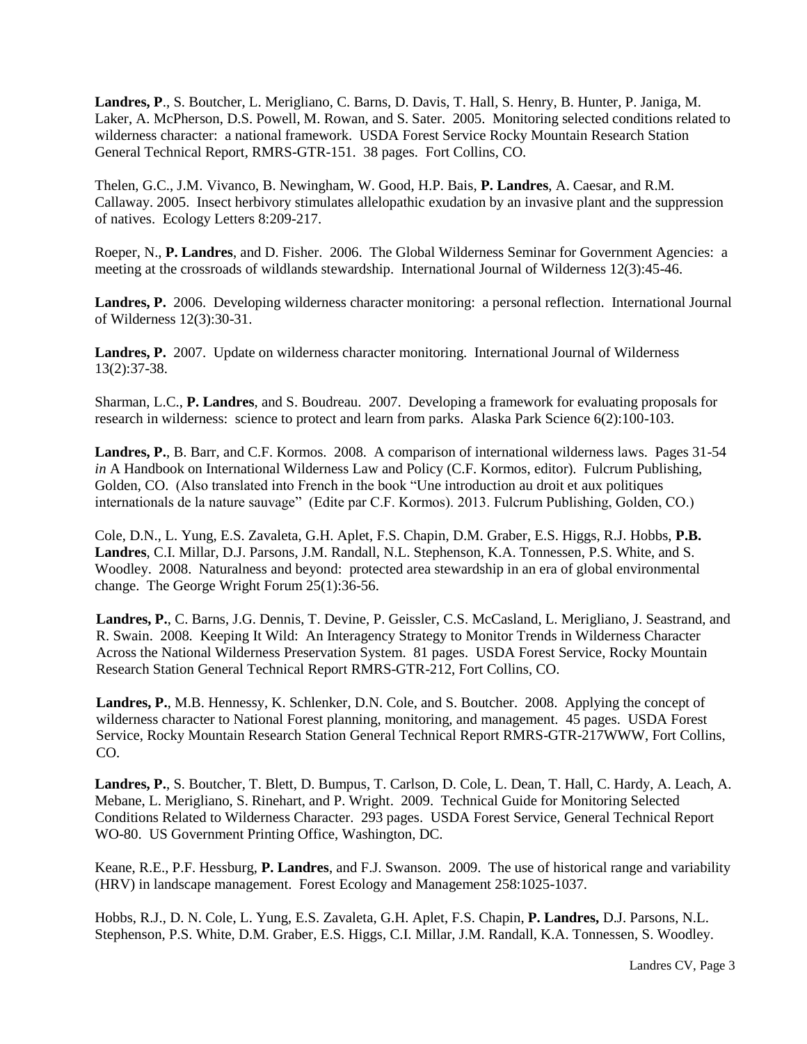**Landres, P**., S. Boutcher, L. Merigliano, C. Barns, D. Davis, T. Hall, S. Henry, B. Hunter, P. Janiga, M. Laker, A. McPherson, D.S. Powell, M. Rowan, and S. Sater. 2005. Monitoring selected conditions related to wilderness character: a national framework. USDA Forest Service Rocky Mountain Research Station General Technical Report, RMRS-GTR-151. 38 pages. Fort Collins, CO.

Thelen, G.C., J.M. Vivanco, B. Newingham, W. Good, H.P. Bais, **P. Landres**, A. Caesar, and R.M. Callaway. 2005. Insect herbivory stimulates allelopathic exudation by an invasive plant and the suppression of natives. Ecology Letters 8:209-217.

Roeper, N., **P. Landres**, and D. Fisher. 2006. The Global Wilderness Seminar for Government Agencies: a meeting at the crossroads of wildlands stewardship. International Journal of Wilderness 12(3):45-46.

**Landres, P.** 2006. Developing wilderness character monitoring: a personal reflection. International Journal of Wilderness 12(3):30-31.

**Landres, P.** 2007. Update on wilderness character monitoring. International Journal of Wilderness 13(2):37-38.

Sharman, L.C., **P. Landres**, and S. Boudreau. 2007. Developing a framework for evaluating proposals for research in wilderness: science to protect and learn from parks. Alaska Park Science 6(2):100-103.

**Landres, P.**, B. Barr, and C.F. Kormos. 2008. A comparison of international wilderness laws. Pages 31-54 *in* A Handbook on International Wilderness Law and Policy (C.F. Kormos, editor). Fulcrum Publishing, Golden, CO. (Also translated into French in the book "Une introduction au droit et aux politiques internationals de la nature sauvage" (Edite par C.F. Kormos). 2013. Fulcrum Publishing, Golden, CO.)

Cole, D.N., L. Yung, E.S. Zavaleta, G.H. Aplet, F.S. Chapin, D.M. Graber, E.S. Higgs, R.J. Hobbs, **P.B. Landres**, C.I. Millar, D.J. Parsons, J.M. Randall, N.L. Stephenson, K.A. Tonnessen, P.S. White, and S. Woodley. 2008. Naturalness and beyond: protected area stewardship in an era of global environmental change. The George Wright Forum 25(1):36-56.

**Landres, P.**, C. Barns, J.G. Dennis, T. Devine, P. Geissler, C.S. McCasland, L. Merigliano, J. Seastrand, and R. Swain. 2008. Keeping It Wild: An Interagency Strategy to Monitor Trends in Wilderness Character Across the National Wilderness Preservation System. 81 pages. USDA Forest Service, Rocky Mountain Research Station General Technical Report RMRS-GTR-212, Fort Collins, CO.

**Landres, P.**, M.B. Hennessy, K. Schlenker, D.N. Cole, and S. Boutcher. 2008. Applying the concept of wilderness character to National Forest planning, monitoring, and management. 45 pages. USDA Forest Service, Rocky Mountain Research Station General Technical Report RMRS-GTR-217WWW, Fort Collins, CO.

**Landres, P.**, S. Boutcher, T. Blett, D. Bumpus, T. Carlson, D. Cole, L. Dean, T. Hall, C. Hardy, A. Leach, A. Mebane, L. Merigliano, S. Rinehart, and P. Wright. 2009. Technical Guide for Monitoring Selected Conditions Related to Wilderness Character. 293 pages. USDA Forest Service, General Technical Report WO-80. US Government Printing Office, Washington, DC.

Keane, R.E., P.F. Hessburg, **P. Landres**, and F.J. Swanson. 2009. The use of historical range and variability (HRV) in landscape management. Forest Ecology and Management 258:1025-1037.

Hobbs, R.J., D. N. Cole, L. Yung, E.S. Zavaleta, G.H. Aplet, F.S. Chapin, **P. Landres,** D.J. Parsons, N.L. Stephenson, P.S. White, D.M. Graber, E.S. Higgs, C.I. Millar, J.M. Randall, K.A. Tonnessen, S. Woodley.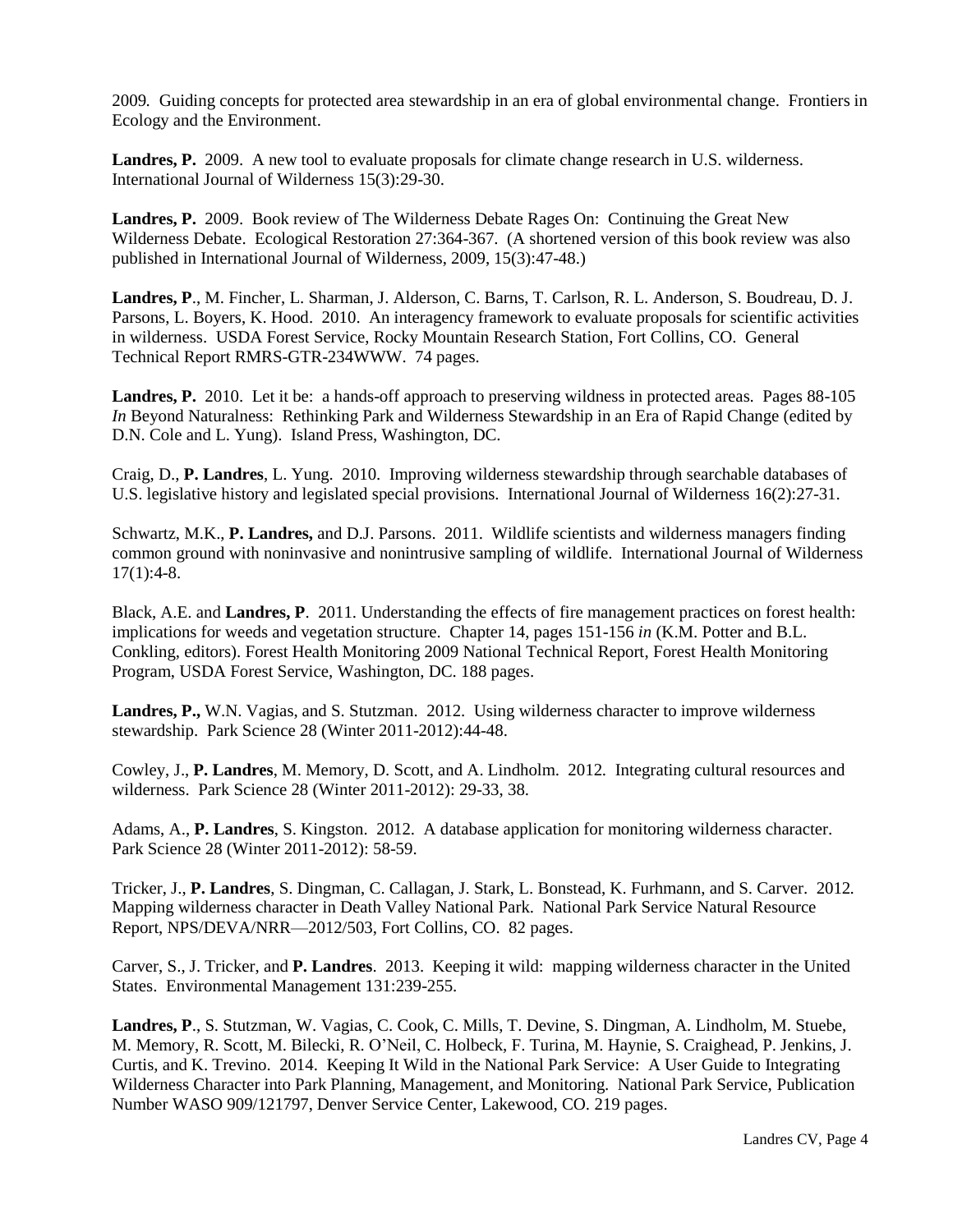2009. Guiding concepts for protected area stewardship in an era of global environmental change. Frontiers in Ecology and the Environment.

**Landres, P.** 2009. A new tool to evaluate proposals for climate change research in U.S. wilderness. International Journal of Wilderness 15(3):29-30.

**Landres, P.** 2009. Book review of The Wilderness Debate Rages On: Continuing the Great New Wilderness Debate. Ecological Restoration 27:364-367. (A shortened version of this book review was also published in International Journal of Wilderness, 2009, 15(3):47-48.)

**Landres, P**., M. Fincher, L. Sharman, J. Alderson, C. Barns, T. Carlson, R. L. Anderson, S. Boudreau, D. J. Parsons, L. Boyers, K. Hood. 2010. An interagency framework to evaluate proposals for scientific activities in wilderness. USDA Forest Service, Rocky Mountain Research Station, Fort Collins, CO. General Technical Report RMRS-GTR-234WWW. 74 pages.

**Landres, P.** 2010. Let it be: a hands-off approach to preserving wildness in protected areas. Pages 88-105 *In* Beyond Naturalness: Rethinking Park and Wilderness Stewardship in an Era of Rapid Change (edited by D.N. Cole and L. Yung). Island Press, Washington, DC.

Craig, D., **P. Landres**, L. Yung. 2010. Improving wilderness stewardship through searchable databases of U.S. legislative history and legislated special provisions. International Journal of Wilderness 16(2):27-31.

Schwartz, M.K., **P. Landres,** and D.J. Parsons. 2011. Wildlife scientists and wilderness managers finding common ground with noninvasive and nonintrusive sampling of wildlife. International Journal of Wilderness 17(1):4-8.

Black, A.E. and **Landres, P**. 2011. Understanding the effects of fire management practices on forest health: implications for weeds and vegetation structure. Chapter 14, pages 151-156 *in* (K.M. Potter and B.L. Conkling, editors). Forest Health Monitoring 2009 National Technical Report, Forest Health Monitoring Program, USDA Forest Service, Washington, DC. 188 pages.

**Landres, P.,** W.N. Vagias, and S. Stutzman. 2012. Using wilderness character to improve wilderness stewardship. Park Science 28 (Winter 2011-2012):44-48.

Cowley, J., **P. Landres**, M. Memory, D. Scott, and A. Lindholm. 2012. Integrating cultural resources and wilderness. Park Science 28 (Winter 2011-2012): 29-33, 38.

Adams, A., **P. Landres**, S. Kingston. 2012. A database application for monitoring wilderness character. Park Science 28 (Winter 2011-2012): 58-59.

Tricker, J., **P. Landres**, S. Dingman, C. Callagan, J. Stark, L. Bonstead, K. Furhmann, and S. Carver. 2012. Mapping wilderness character in Death Valley National Park. National Park Service Natural Resource Report, NPS/DEVA/NRR—2012/503, Fort Collins, CO. 82 pages.

Carver, S., J. Tricker, and **P. Landres**. 2013. Keeping it wild: mapping wilderness character in the United States. Environmental Management 131:239-255.

**Landres, P**., S. Stutzman, W. Vagias, C. Cook, C. Mills, T. Devine, S. Dingman, A. Lindholm, M. Stuebe, M. Memory, R. Scott, M. Bilecki, R. O'Neil, C. Holbeck, F. Turina, M. Haynie, S. Craighead, P. Jenkins, J. Curtis, and K. Trevino. 2014. Keeping It Wild in the National Park Service: A User Guide to Integrating Wilderness Character into Park Planning, Management, and Monitoring. National Park Service, Publication Number WASO 909/121797, Denver Service Center, Lakewood, CO. 219 pages.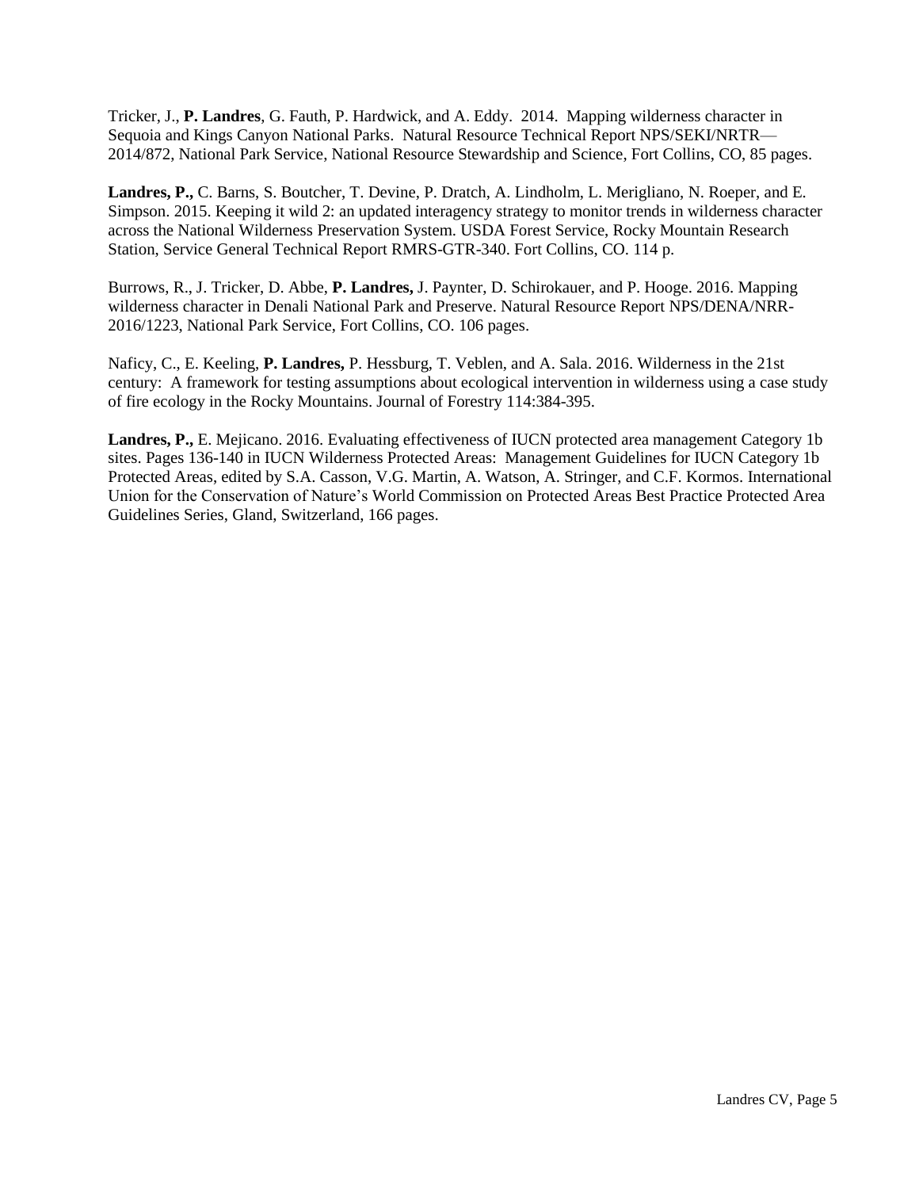Tricker, J., **P. Landres**, G. Fauth, P. Hardwick, and A. Eddy. 2014. Mapping wilderness character in Sequoia and Kings Canyon National Parks. Natural Resource Technical Report NPS/SEKI/NRTR—2014/872, National Park Service, National Resource Stewardship and Science, Fort Collins, CO, 85 pages.

**Landres, P.,** C. Barns, S. Boutcher, T. Devine, P. Dratch, A. Lindholm, L. Merigliano, N. Roeper, and E. Simpson. 2015. Keeping it wild 2: an updated interagency strategy to monitor trends in wilderness character across the National Wilderness Preservation System. USDA Forest Service, Rocky Mountain Research Station, Service General Technical Report RMRS-GTR-340. Fort Collins, CO. 114 p.

Burrows, R., J. Tricker, D. Abbe, **P. Landres,** J. Paynter, D. Schirokauer, and P. Hooge. 2016. Mapping wilderness character in Denali National Park and Preserve. Natural Resource Report NPS/DENA/NRR-2016/1223, National Park Service, Fort Collins, CO. 106 pages.

Naficy, C., E. Keeling, **P. Landres,** P. Hessburg, T. Veblen, and A. Sala. 2016. Wilderness in the 21st century: A framework for testing assumptions about ecological intervention in wilderness using a case study of fire ecology in the Rocky Mountains. Journal of Forestry 114:384-395.

**Landres, P.,** E. Mejicano. 2016. Evaluating effectiveness of IUCN protected area management Category 1b sites. Pages 136-140 in IUCN Wilderness Protected Areas: Management Guidelines for IUCN Category 1b Protected Areas, edited by S.A. Casson, V.G. Martin, A. Watson, A. Stringer, and C.F. Kormos. International Union for the Conservation of Nature's World Commission on Protected Areas Best Practice Protected Area Guidelines Series, Gland, Switzerland, 166 pages.